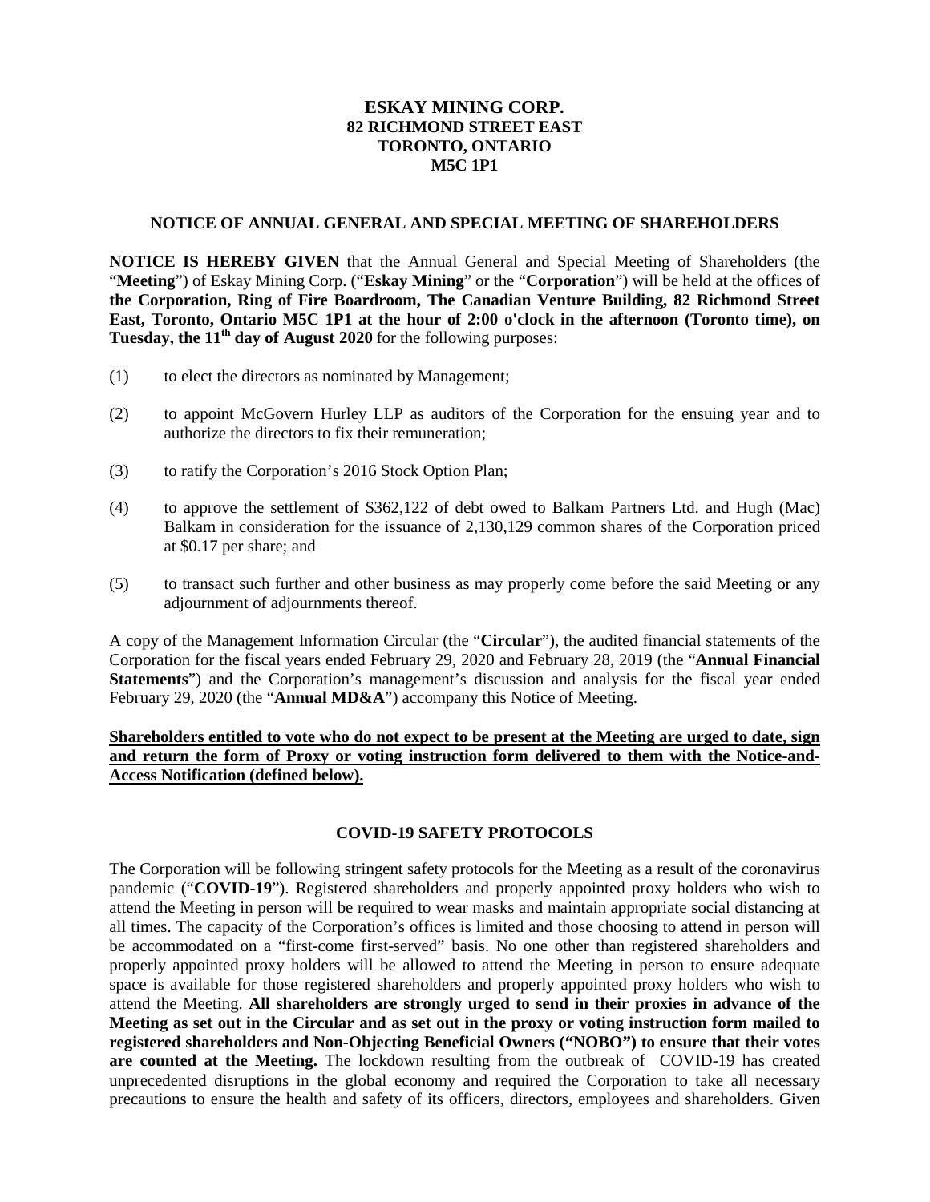**ESKAY MINING CORP.**
**82 RICHMOND STREET EAST**
**TORONTO, ONTARIO**
**M5C 1P1**

## NOTICE OF ANNUAL GENERAL AND SPECIAL MEETING OF SHAREHOLDERS

**NOTICE IS HEREBY GIVEN** that the Annual General and Special Meeting of Shareholders (the "**Meeting**") of Eskay Mining Corp. ("**Eskay Mining**" or the "**Corporation**") will be held at the offices of **the Corporation, Ring of Fire Boardroom, The Canadian Venture Building, 82 Richmond Street East, Toronto, Ontario M5C 1P1 at the hour of 2:00 o'clock in the afternoon (Toronto time), on Tuesday, the 11th day of August 2020** for the following purposes:

(1) to elect the directors as nominated by Management;

(2) to appoint McGovern Hurley LLP as auditors of the Corporation for the ensuing year and to authorize the directors to fix their remuneration;

(3) to ratify the Corporation's 2016 Stock Option Plan;

(4) to approve the settlement of $362,122 of debt owed to Balkam Partners Ltd. and Hugh (Mac) Balkam in consideration for the issuance of 2,130,129 common shares of the Corporation priced at $0.17 per share; and

(5) to transact such further and other business as may properly come before the said Meeting or any adjournment of adjournments thereof.

A copy of the Management Information Circular (the "**Circular**"), the audited financial statements of the Corporation for the fiscal years ended February 29, 2020 and February 28, 2019 (the "**Annual Financial Statements**") and the Corporation's management's discussion and analysis for the fiscal year ended February 29, 2020 (the "**Annual MD&A**") accompany this Notice of Meeting.

**Shareholders entitled to vote who do not expect to be present at the Meeting are urged to date, sign and return the form of Proxy or voting instruction form delivered to them with the Notice-and-Access Notification (defined below).**

## COVID-19 SAFETY PROTOCOLS

The Corporation will be following stringent safety protocols for the Meeting as a result of the coronavirus pandemic ("**COVID-19**"). Registered shareholders and properly appointed proxy holders who wish to attend the Meeting in person will be required to wear masks and maintain appropriate social distancing at all times. The capacity of the Corporation's offices is limited and those choosing to attend in person will be accommodated on a "first-come first-served" basis. No one other than registered shareholders and properly appointed proxy holders will be allowed to attend the Meeting in person to ensure adequate space is available for those registered shareholders and properly appointed proxy holders who wish to attend the Meeting. **All shareholders are strongly urged to send in their proxies in advance of the Meeting as set out in the Circular and as set out in the proxy or voting instruction form mailed to registered shareholders and Non-Objecting Beneficial Owners ("NOBO") to ensure that their votes are counted at the Meeting.** The lockdown resulting from the outbreak of COVID-19 has created unprecedented disruptions in the global economy and required the Corporation to take all necessary precautions to ensure the health and safety of its officers, directors, employees and shareholders. Given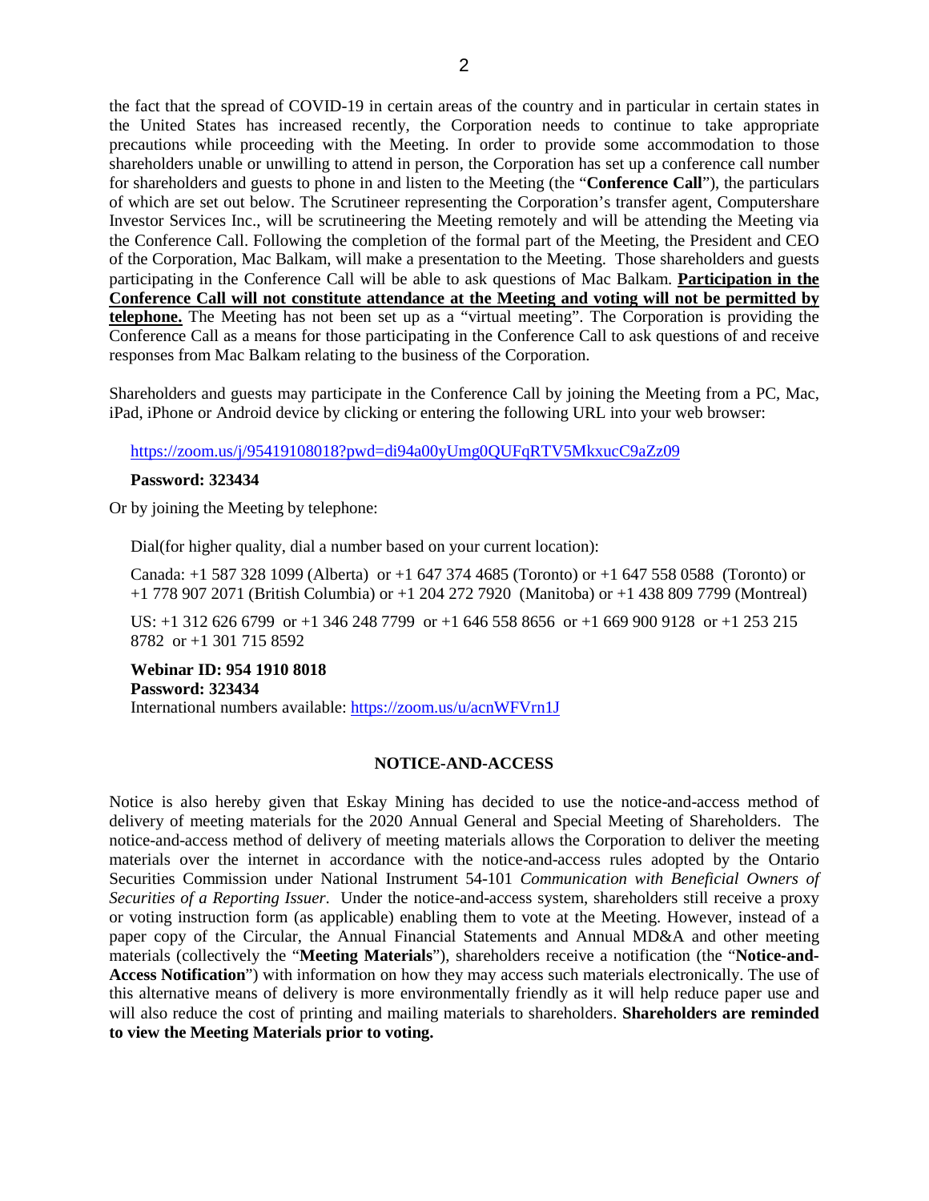the fact that the spread of COVID-19 in certain areas of the country and in particular in certain states in the United States has increased recently, the Corporation needs to continue to take appropriate precautions while proceeding with the Meeting. In order to provide some accommodation to those shareholders unable or unwilling to attend in person, the Corporation has set up a conference call number for shareholders and guests to phone in and listen to the Meeting (the "**Conference Call**"), the particulars of which are set out below. The Scrutineer representing the Corporation's transfer agent, Computershare Investor Services Inc., will be scrutineering the Meeting remotely and will be attending the Meeting via the Conference Call. Following the completion of the formal part of the Meeting, the President and CEO of the Corporation, Mac Balkam, will make a presentation to the Meeting. Those shareholders and guests participating in the Conference Call will be able to ask questions of Mac Balkam. **Participation in the Conference Call will not constitute attendance at the Meeting and voting will not be permitted by telephone.** The Meeting has not been set up as a "virtual meeting". The Corporation is providing the Conference Call as a means for those participating in the Conference Call to ask questions of and receive responses from Mac Balkam relating to the business of the Corporation.

Shareholders and guests may participate in the Conference Call by joining the Meeting from a PC, Mac, iPad, iPhone or Android device by clicking or entering the following URL into your web browser:

https://zoom.us/j/95419108018?pwd=di94a00yUmg0QUFqRTV5MkxucC9aZz09

**Password: 323434**

Or by joining the Meeting by telephone:

Dial(for higher quality, dial a number based on your current location):

Canada: +1 587 328 1099 (Alberta) or +1 647 374 4685 (Toronto) or +1 647 558 0588 (Toronto) or +1 778 907 2071 (British Columbia) or +1 204 272 7920 (Manitoba) or +1 438 809 7799 (Montreal)

US: +1 312 626 6799 or +1 346 248 7799 or +1 646 558 8656 or +1 669 900 9128 or +1 253 215 8782 or +1 301 715 8592

**Webinar ID: 954 1910 8018**
**Password: 323434**
International numbers available: https://zoom.us/u/acnWFVrn1J

## NOTICE-AND-ACCESS

Notice is also hereby given that Eskay Mining has decided to use the notice-and-access method of delivery of meeting materials for the 2020 Annual General and Special Meeting of Shareholders. The notice-and-access method of delivery of meeting materials allows the Corporation to deliver the meeting materials over the internet in accordance with the notice-and-access rules adopted by the Ontario Securities Commission under National Instrument 54-101 *Communication with Beneficial Owners of Securities of a Reporting Issuer*. Under the notice-and-access system, shareholders still receive a proxy or voting instruction form (as applicable) enabling them to vote at the Meeting. However, instead of a paper copy of the Circular, the Annual Financial Statements and Annual MD&A and other meeting materials (collectively the "**Meeting Materials**"), shareholders receive a notification (the "**Notice-and-Access Notification**") with information on how they may access such materials electronically. The use of this alternative means of delivery is more environmentally friendly as it will help reduce paper use and will also reduce the cost of printing and mailing materials to shareholders. **Shareholders are reminded to view the Meeting Materials prior to voting.**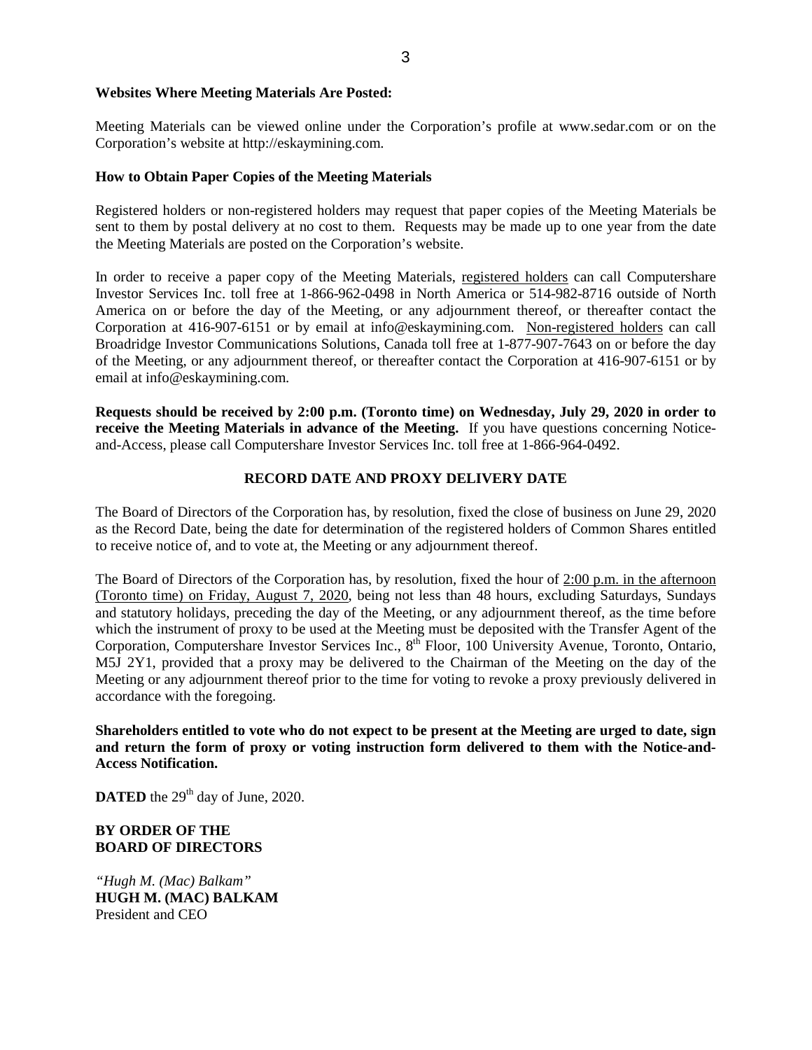**Websites Where Meeting Materials Are Posted:**

Meeting Materials can be viewed online under the Corporation's profile at www.sedar.com or on the Corporation's website at http://eskaymining.com.

**How to Obtain Paper Copies of the Meeting Materials**

Registered holders or non-registered holders may request that paper copies of the Meeting Materials be sent to them by postal delivery at no cost to them. Requests may be made up to one year from the date the Meeting Materials are posted on the Corporation's website.

In order to receive a paper copy of the Meeting Materials, registered holders can call Computershare Investor Services Inc. toll free at 1-866-962-0498 in North America or 514-982-8716 outside of North America on or before the day of the Meeting, or any adjournment thereof, or thereafter contact the Corporation at 416-907-6151 or by email at info@eskaymining.com. Non-registered holders can call Broadridge Investor Communications Solutions, Canada toll free at 1-877-907-7643 on or before the day of the Meeting, or any adjournment thereof, or thereafter contact the Corporation at 416-907-6151 or by email at info@eskaymining.com.

**Requests should be received by 2:00 p.m. (Toronto time) on Wednesday, July 29, 2020 in order to receive the Meeting Materials in advance of the Meeting.** If you have questions concerning Notice-and-Access, please call Computershare Investor Services Inc. toll free at 1-866-964-0492.

**RECORD DATE AND PROXY DELIVERY DATE**

The Board of Directors of the Corporation has, by resolution, fixed the close of business on June 29, 2020 as the Record Date, being the date for determination of the registered holders of Common Shares entitled to receive notice of, and to vote at, the Meeting or any adjournment thereof.

The Board of Directors of the Corporation has, by resolution, fixed the hour of 2:00 p.m. in the afternoon (Toronto time) on Friday, August 7, 2020, being not less than 48 hours, excluding Saturdays, Sundays and statutory holidays, preceding the day of the Meeting, or any adjournment thereof, as the time before which the instrument of proxy to be used at the Meeting must be deposited with the Transfer Agent of the Corporation, Computershare Investor Services Inc., 8th Floor, 100 University Avenue, Toronto, Ontario, M5J 2Y1, provided that a proxy may be delivered to the Chairman of the Meeting on the day of the Meeting or any adjournment thereof prior to the time for voting to revoke a proxy previously delivered in accordance with the foregoing.

**Shareholders entitled to vote who do not expect to be present at the Meeting are urged to date, sign and return the form of proxy or voting instruction form delivered to them with the Notice-and-Access Notification.**

**DATED** the 29th day of June, 2020.

**BY ORDER OF THE**
**BOARD OF DIRECTORS**

*"Hugh M. (Mac) Balkam"*
**HUGH M. (MAC) BALKAM**
President and CEO